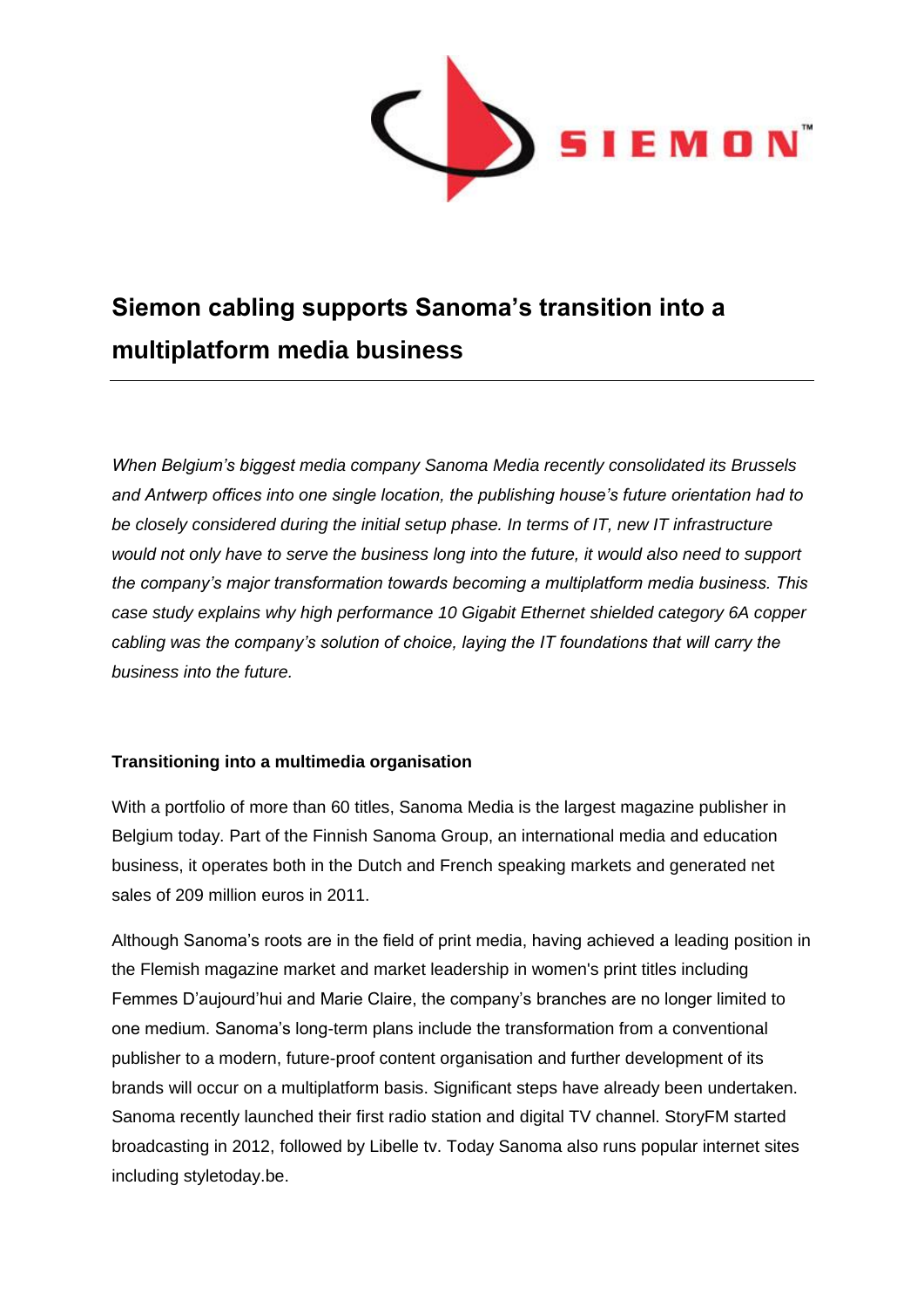# Siemon cabling supports Sanoma's transition into a multiplatform media business

*When Belgium's biggest media company Sanoma Media recently consolidated its Brussels and Antwerp offices into one single location, the publishing house's future orientation had to be closely considered during the initial setup phase. In terms of IT, new IT infrastructure would not only have to serve the business long into the future, it would also need to support the company's major transformation towards becoming a multiplatform media business. This case study explains why high performance 10 Gigabit Ethernet shielded category 6A copper cabling was the company's solution of choice, laying the IT foundations that will carry the business into the future.*

**Transitioning into a multimedia organisation**

With a portfolio of more than 60 titles, Sanoma Media is the largest magazine publisher in Belgium today. Part of the Finnish Sanoma Group, an international media and education business, it operates both in the Dutch and French speaking markets and generated net sales of 209 million euros in 2011.

Although Sanoma's roots are in the field of print media, having achieved a leading position in the Flemish magazine market and market leadership in women's print titles including Femmes D'aujourd'hui and Marie Claire, the company's branches are no longer limited to one medium. Sanoma's long-term plans include the transformation from a conventional publisher to a modern, future-proof content organisation and further development of its brands will occur on a multiplatform basis. Significant steps have already been undertaken. Sanoma recently launched their first radio station and digital TV channel. StoryFM started broadcasting in 2012, followed by Libelle tv. Today Sanoma also runs popular internet sites including styletoday.be.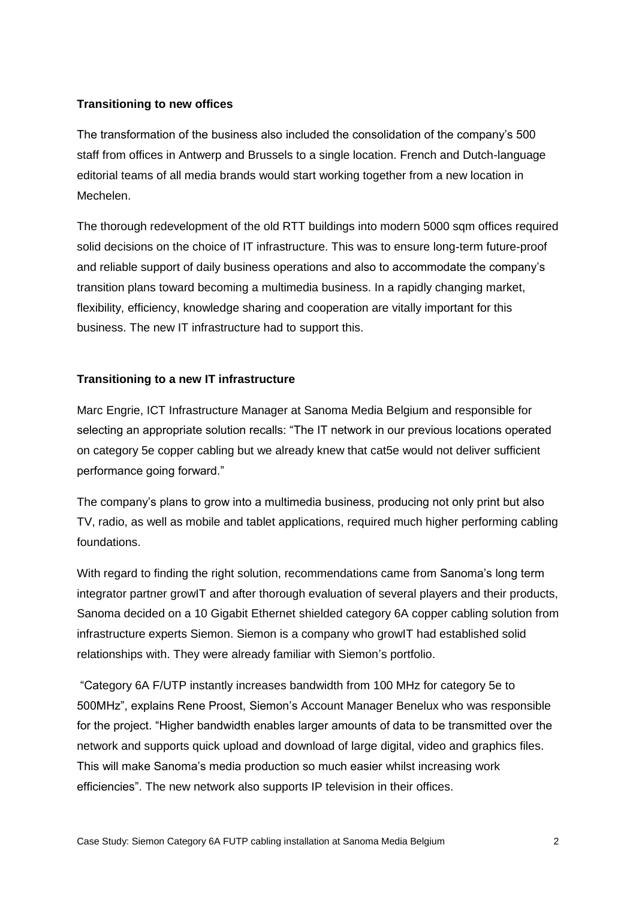**Transitioning to new offices**

The transformation of the business also included the consolidation of the company's 500 staff from offices in Antwerp and Brussels to a single location. French and Dutch-language editorial teams of all media brands would start working together from a new location in Mechelen.

The thorough redevelopment of the old RTT buildings into modern 5000 sqm offices required solid decisions on the choice of IT infrastructure. This was to ensure long-term future-proof and reliable support of daily business operations and also to accommodate the company's transition plans toward becoming a multimedia business. In a rapidly changing market, flexibility, efficiency, knowledge sharing and cooperation are vitally important for this business. The new IT infrastructure had to support this.

**Transitioning to a new IT infrastructure**

Marc Engrie, ICT Infrastructure Manager at Sanoma Media Belgium and responsible for selecting an appropriate solution recalls: "The IT network in our previous locations operated on category 5e copper cabling but we already knew that cat5e would not deliver sufficient performance going forward."

The company's plans to grow into a multimedia business, producing not only print but also TV, radio, as well as mobile and tablet applications, required much higher performing cabling foundations.

With regard to finding the right solution, recommendations came from Sanoma's long term integrator partner growIT and after thorough evaluation of several players and their products, Sanoma decided on a 10 Gigabit Ethernet shielded category 6A copper cabling solution from infrastructure experts Siemon. Siemon is a company who growIT had established solid relationships with. They were already familiar with Siemon's portfolio.

"Category 6A F/UTP instantly increases bandwidth from 100 MHz for category 5e to 500MHz", explains Rene Proost, Siemon's Account Manager Benelux who was responsible for the project. "Higher bandwidth enables larger amounts of data to be transmitted over the network and supports quick upload and download of large digital, video and graphics files. This will make Sanoma's media production so much easier whilst increasing work efficiencies". The new network also supports IP television in their offices.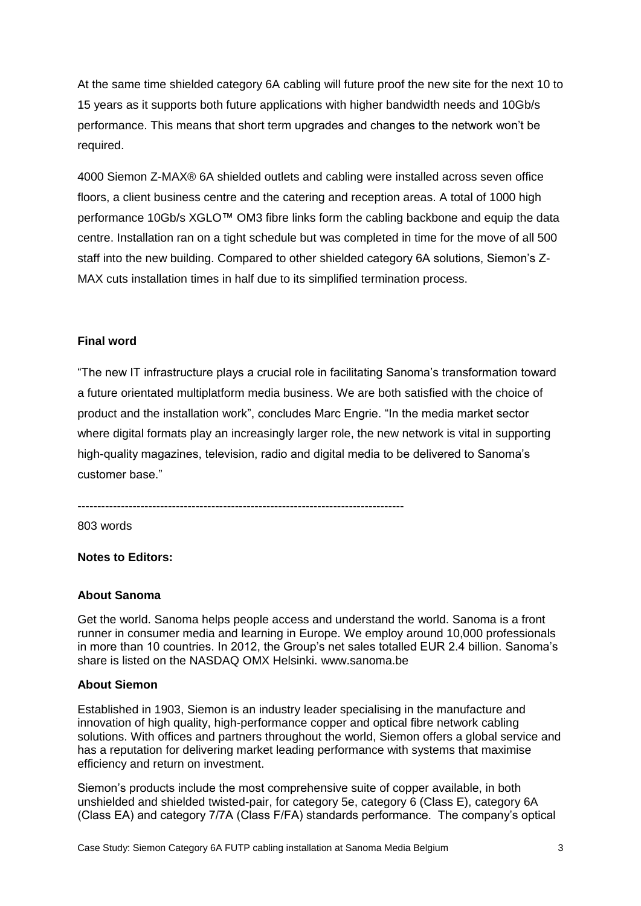At the same time shielded category 6A cabling will future proof the new site for the next 10 to 15 years as it supports both future applications with higher bandwidth needs and 10Gb/s performance. This means that short term upgrades and changes to the network won't be required.

4000 Siemon Z-MAX® 6A shielded outlets and cabling were installed across seven office floors, a client business centre and the catering and reception areas. A total of 1000 high performance 10Gb/s XGLO™ OM3 fibre links form the cabling backbone and equip the data centre. Installation ran on a tight schedule but was completed in time for the move of all 500 staff into the new building. Compared to other shielded category 6A solutions, Siemon's Z-MAX cuts installation times in half due to its simplified termination process.

**Final word**

"The new IT infrastructure plays a crucial role in facilitating Sanoma's transformation toward a future orientated multiplatform media business. We are both satisfied with the choice of product and the installation work", concludes Marc Engrie. "In the media market sector where digital formats play an increasingly larger role, the new network is vital in supporting high-quality magazines, television, radio and digital media to be delivered to Sanoma's customer base."

---

803 words

**Notes to Editors:**

**About Sanoma**

Get the world. Sanoma helps people access and understand the world. Sanoma is a front runner in consumer media and learning in Europe. We employ around 10,000 professionals in more than 10 countries. In 2012, the Group's net sales totalled EUR 2.4 billion. Sanoma's share is listed on the NASDAQ OMX Helsinki. www.sanoma.be

**About Siemon**

Established in 1903, Siemon is an industry leader specialising in the manufacture and innovation of high quality, high-performance copper and optical fibre network cabling solutions. With offices and partners throughout the world, Siemon offers a global service and has a reputation for delivering market leading performance with systems that maximise efficiency and return on investment.

Siemon's products include the most comprehensive suite of copper available, in both unshielded and shielded twisted-pair, for category 5e, category 6 (Class E), category 6A (Class EA) and category 7/7A (Class F/FA) standards performance. The company's optical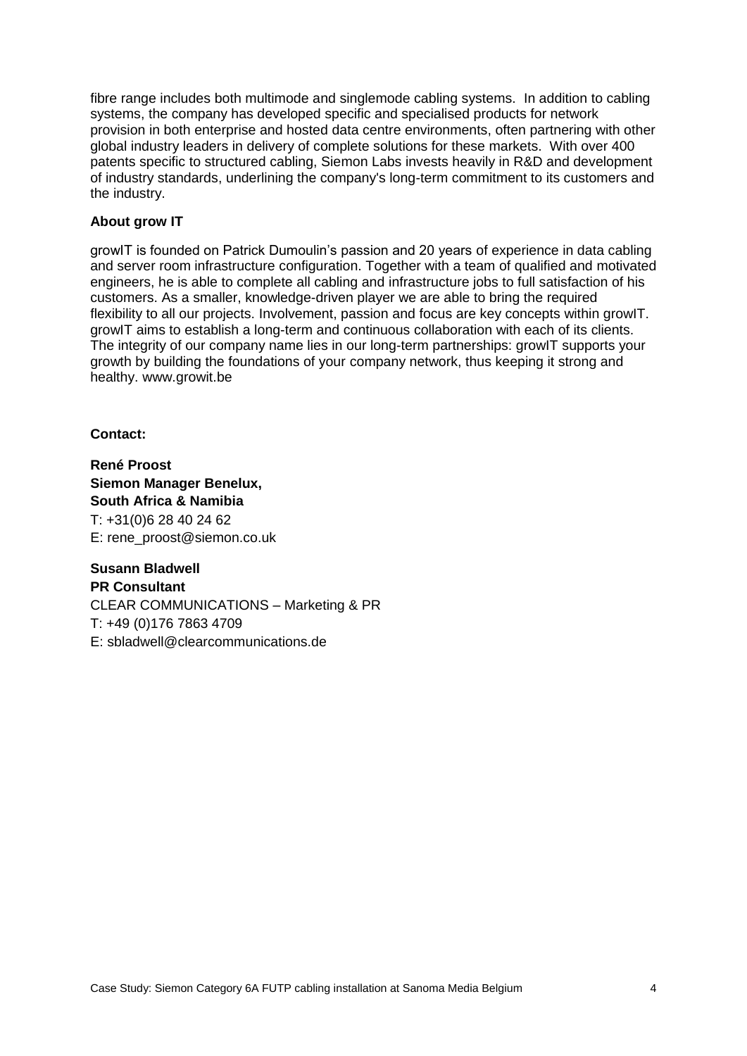fibre range includes both multimode and singlemode cabling systems. In addition to cabling systems, the company has developed specific and specialised products for network provision in both enterprise and hosted data centre environments, often partnering with other global industry leaders in delivery of complete solutions for these markets. With over 400 patents specific to structured cabling, Siemon Labs invests heavily in R&D and development of industry standards, underlining the company's long-term commitment to its customers and the industry.

**About grow IT**

growIT is founded on Patrick Dumoulin's passion and 20 years of experience in data cabling and server room infrastructure configuration. Together with a team of qualified and motivated engineers, he is able to complete all cabling and infrastructure jobs to full satisfaction of his customers. As a smaller, knowledge-driven player we are able to bring the required flexibility to all our projects. Involvement, passion and focus are key concepts within growIT. growIT aims to establish a long-term and continuous collaboration with each of its clients. The integrity of our company name lies in our long-term partnerships: growIT supports your growth by building the foundations of your company network, thus keeping it strong and healthy. www.growit.be

**Contact:**

**René Proost**
**Siemon Manager Benelux,**
**South Africa & Namibia**
T: +31(0)6 28 40 24 62
E: rene_proost@siemon.co.uk

**Susann Bladwell**
**PR Consultant**
CLEAR COMMUNICATIONS – Marketing & PR
T: +49 (0)176 7863 4709
E: sbladwell@clearcommunications.de